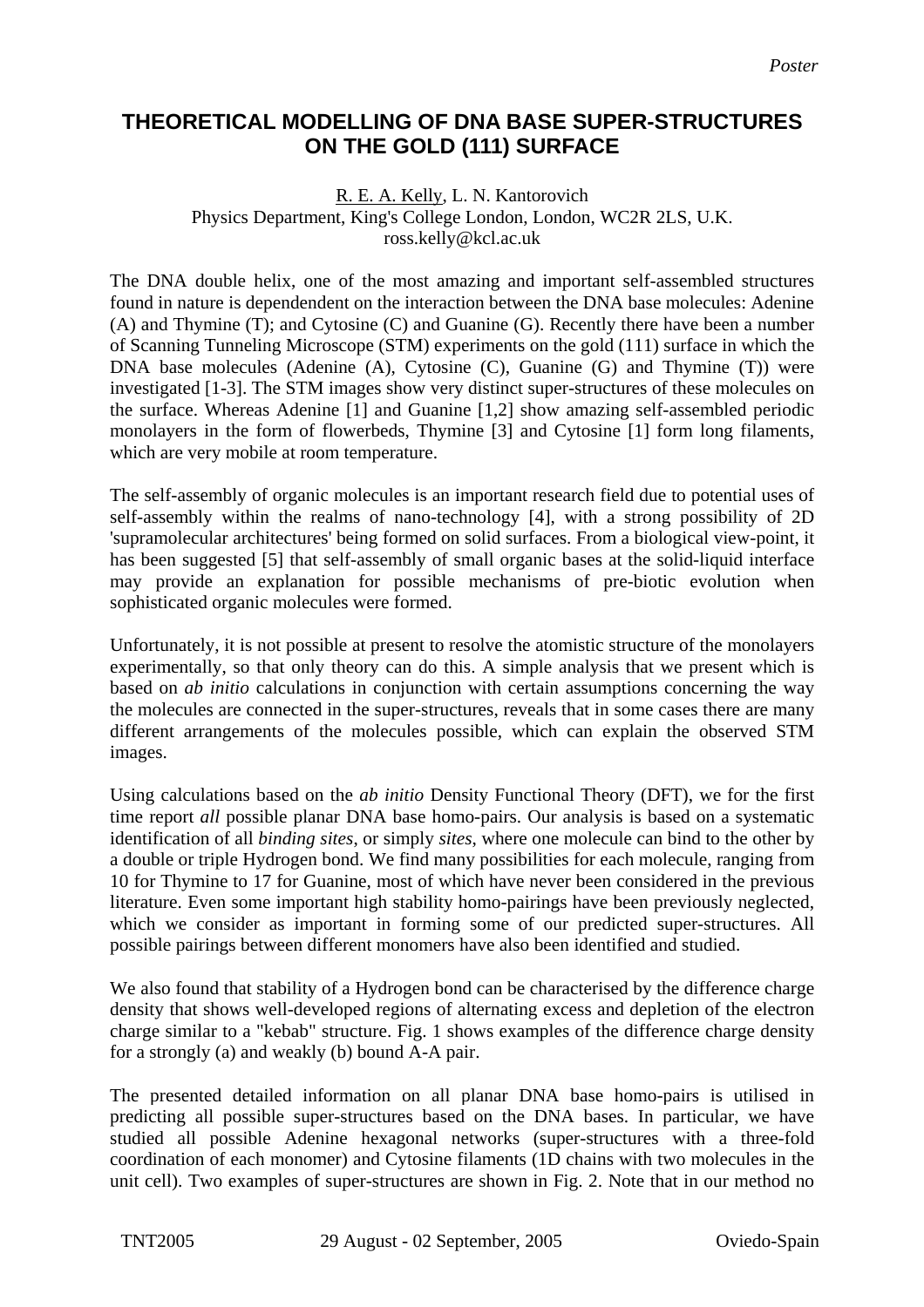Poster

# THEORETICAL MODELLING OF DNA BASE SUPER-STRUCTURES ON THE GOLD (111) SURFACE

R. E. A. Kelly, L. N. Kantorovich
Physics Department, King's College London, London, WC2R 2LS, U.K.
ross.kelly@kcl.ac.uk

The DNA double helix, one of the most amazing and important self-assembled structures found in nature is dependendent on the interaction between the DNA base molecules: Adenine (A) and Thymine (T); and Cytosine (C) and Guanine (G). Recently there have been a number of Scanning Tunneling Microscope (STM) experiments on the gold (111) surface in which the DNA base molecules (Adenine (A), Cytosine (C), Guanine (G) and Thymine (T)) were investigated [1-3]. The STM images show very distinct super-structures of these molecules on the surface. Whereas Adenine [1] and Guanine [1,2] show amazing self-assembled periodic monolayers in the form of flowerbeds, Thymine [3] and Cytosine [1] form long filaments, which are very mobile at room temperature.

The self-assembly of organic molecules is an important research field due to potential uses of self-assembly within the realms of nano-technology [4], with a strong possibility of 2D 'supramolecular architectures' being formed on solid surfaces. From a biological view-point, it has been suggested [5] that self-assembly of small organic bases at the solid-liquid interface may provide an explanation for possible mechanisms of pre-biotic evolution when sophisticated organic molecules were formed.

Unfortunately, it is not possible at present to resolve the atomistic structure of the monolayers experimentally, so that only theory can do this. A simple analysis that we present which is based on *ab initio* calculations in conjunction with certain assumptions concerning the way the molecules are connected in the super-structures, reveals that in some cases there are many different arrangements of the molecules possible, which can explain the observed STM images.

Using calculations based on the *ab initio* Density Functional Theory (DFT), we for the first time report *all* possible planar DNA base homo-pairs. Our analysis is based on a systematic identification of all *binding sites*, or simply *sites*, where one molecule can bind to the other by a double or triple Hydrogen bond. We find many possibilities for each molecule, ranging from 10 for Thymine to 17 for Guanine, most of which have never been considered in the previous literature. Even some important high stability homo-pairings have been previously neglected, which we consider as important in forming some of our predicted super-structures. All possible pairings between different monomers have also been identified and studied.

We also found that stability of a Hydrogen bond can be characterised by the difference charge density that shows well-developed regions of alternating excess and depletion of the electron charge similar to a "kebab" structure. Fig. 1 shows examples of the difference charge density for a strongly (a) and weakly (b) bound A-A pair.

The presented detailed information on all planar DNA base homo-pairs is utilised in predicting all possible super-structures based on the DNA bases. In particular, we have studied all possible Adenine hexagonal networks (super-structures with a three-fold coordination of each monomer) and Cytosine filaments (1D chains with two molecules in the unit cell). Two examples of super-structures are shown in Fig. 2. Note that in our method no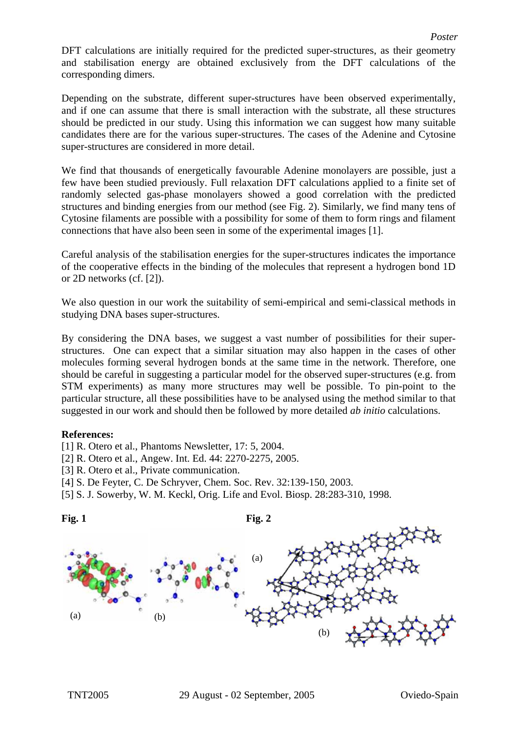DFT calculations are initially required for the predicted super-structures, as their geometry and stabilisation energy are obtained exclusively from the DFT calculations of the corresponding dimers.

Depending on the substrate, different super-structures have been observed experimentally, and if one can assume that there is small interaction with the substrate, all these structures should be predicted in our study. Using this information we can suggest how many suitable candidates there are for the various super-structures. The cases of the Adenine and Cytosine super-structures are considered in more detail.

We find that thousands of energetically favourable Adenine monolayers are possible, just a few have been studied previously. Full relaxation DFT calculations applied to a finite set of randomly selected gas-phase monolayers showed a good correlation with the predicted structures and binding energies from our method (see Fig. 2). Similarly, we find many tens of Cytosine filaments are possible with a possibility for some of them to form rings and filament connections that have also been seen in some of the experimental images [1].

Careful analysis of the stabilisation energies for the super-structures indicates the importance of the cooperative effects in the binding of the molecules that represent a hydrogen bond 1D or 2D networks (cf. [2]).

We also question in our work the suitability of semi-empirical and semi-classical methods in studying DNA bases super-structures.

By considering the DNA bases, we suggest a vast number of possibilities for their super-structures. One can expect that a similar situation may also happen in the cases of other molecules forming several hydrogen bonds at the same time in the network. Therefore, one should be careful in suggesting a particular model for the observed super-structures (e.g. from STM experiments) as many more structures may well be possible. To pin-point to the particular structure, all these possibilities have to be analysed using the method similar to that suggested in our work and should then be followed by more detailed *ab initio* calculations.

**References:**

[1] R. Otero et al., Phantoms Newsletter, 17: 5, 2004.
[2] R. Otero et al., Angew. Int. Ed. 44: 2270-2275, 2005.
[3] R. Otero et al., Private communication.
[4] S. De Feyter, C. De Schryver, Chem. Soc. Rev. 32:139-150, 2003.
[5] S. J. Sowerby, W. M. Keckl, Orig. Life and Evol. Biosp. 28:283-310, 1998.

**Fig. 1**

(a) (b)

**Fig. 2**

(a)

(b)